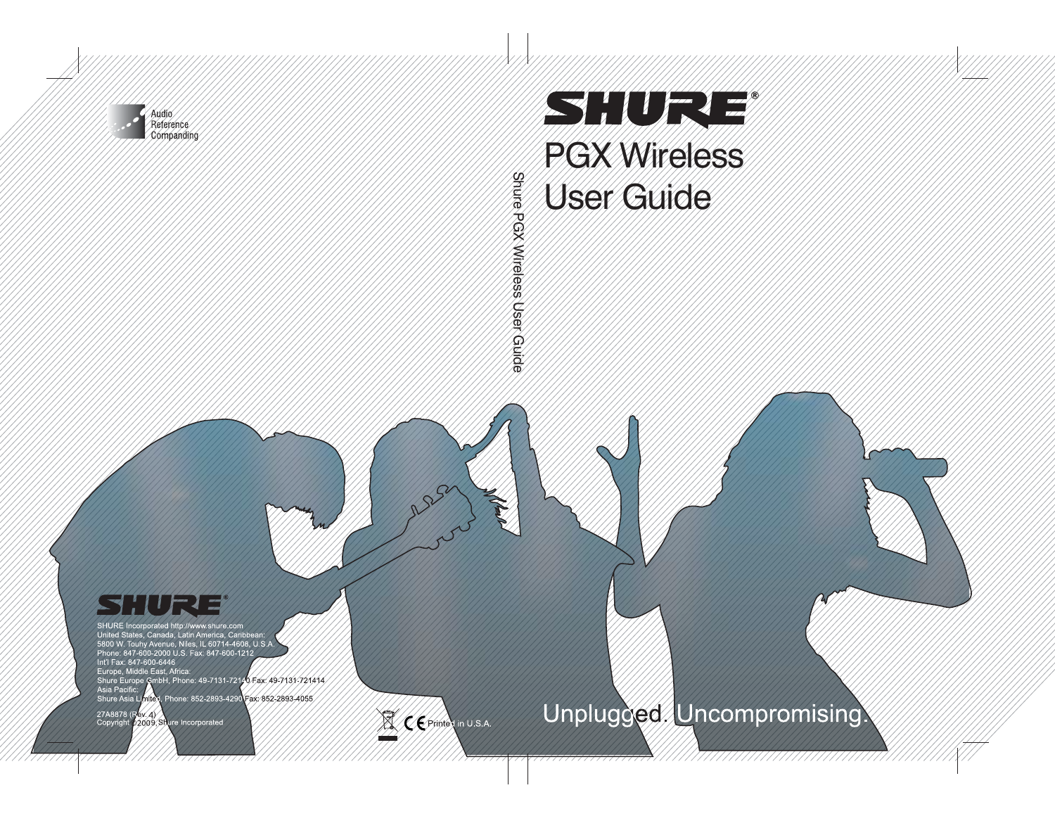# SHURE®

# PGX Wireless User Guide

Unplugged. Uncompromising.

Shure PGX Wireless User Guide

Audio Reference Companding

SHURE®

SHURE Incorporated http://www.shure.com
United States, Canada, Latin America, Caribbean:
5800 W. Touhy Avenue, Niles, IL 60714-4608, U.S.A.
Phone: 847-600-2000 U.S. Fax: 847-600-1212
Int'l Fax: 847-600-6446
Europe, Middle East, Africa:
Shure Europe GmbH, Phone: 49-7131-72140 Fax: 49-7131-721414
Asia Pacific:
Shure Asia Limited, Phone: 852-2893-4290 Fax: 852-2893-4055

27A8878 (Rev. 4)
Copyright ©2009, Shure Incorporated

CE Printed in U.S.A.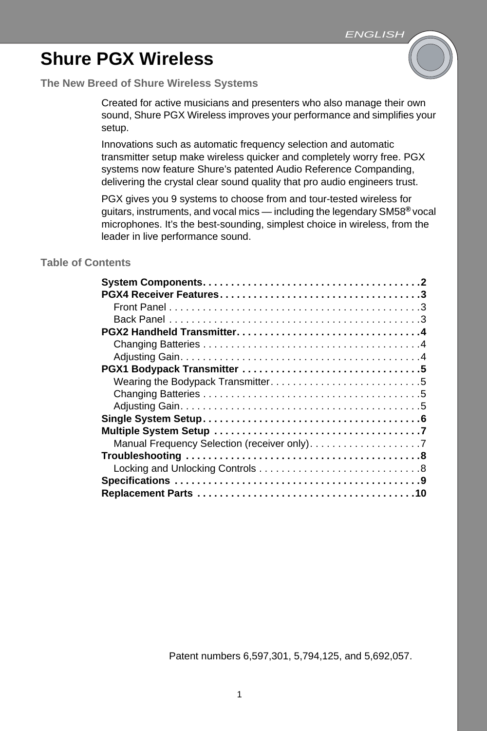# Shure PGX Wireless

## The New Breed of Shure Wireless Systems

Created for active musicians and presenters who also manage their own sound, Shure PGX Wireless improves your performance and simplifies your setup.

Innovations such as automatic frequency selection and automatic transmitter setup make wireless quicker and completely worry free. PGX systems now feature Shure's patented Audio Reference Companding, delivering the crystal clear sound quality that pro audio engineers trust.

PGX gives you 9 systems to choose from and tour-tested wireless for guitars, instruments, and vocal mics — including the legendary SM58® vocal microphones. It's the best-sounding, simplest choice in wireless, from the leader in live performance sound.

## Table of Contents

**System Components . . . . . . . . . . . . . . . . . . . . . . . . . . . . . . . . . . . . . . 2**
**PGX4 Receiver Features . . . . . . . . . . . . . . . . . . . . . . . . . . . . . . . . . . . 3**
- Front Panel . . . . . . . . . . . . . . . . . . . . . . . . . . . . . . . . . . . . . . . . . . . . 3
- Back Panel . . . . . . . . . . . . . . . . . . . . . . . . . . . . . . . . . . . . . . . . . . . . . 3

**PGX2 Handheld Transmitter . . . . . . . . . . . . . . . . . . . . . . . . . . . . . . . . 4**
- Changing Batteries . . . . . . . . . . . . . . . . . . . . . . . . . . . . . . . . . . . . . . . 4
- Adjusting Gain . . . . . . . . . . . . . . . . . . . . . . . . . . . . . . . . . . . . . . . . . . 4

**PGX1 Bodypack Transmitter . . . . . . . . . . . . . . . . . . . . . . . . . . . . . . . 5**
- Wearing the Bodypack Transmitter . . . . . . . . . . . . . . . . . . . . . . . . . . 5
- Changing Batteries . . . . . . . . . . . . . . . . . . . . . . . . . . . . . . . . . . . . . . . 5
- Adjusting Gain . . . . . . . . . . . . . . . . . . . . . . . . . . . . . . . . . . . . . . . . . . 5

**Single System Setup . . . . . . . . . . . . . . . . . . . . . . . . . . . . . . . . . . . . . 6**
**Multiple System Setup . . . . . . . . . . . . . . . . . . . . . . . . . . . . . . . . . . . . 7**
- Manual Frequency Selection (receiver only) . . . . . . . . . . . . . . . . . . . 7

**Troubleshooting . . . . . . . . . . . . . . . . . . . . . . . . . . . . . . . . . . . . . . . . . 8**
- Locking and Unlocking Controls . . . . . . . . . . . . . . . . . . . . . . . . . . . . 8

**Specifications . . . . . . . . . . . . . . . . . . . . . . . . . . . . . . . . . . . . . . . . . . . 9**
**Replacement Parts . . . . . . . . . . . . . . . . . . . . . . . . . . . . . . . . . . . . . . 10**

Patent numbers 6,597,301, 5,794,125, and 5,692,057.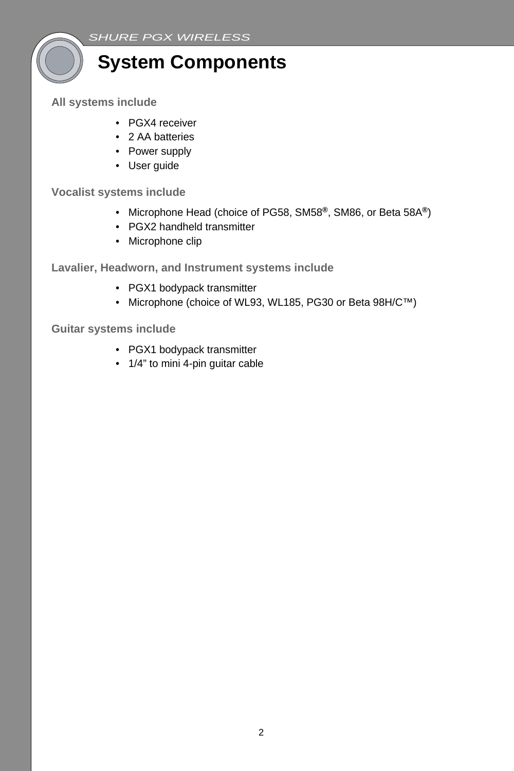# System Components

### All systems include

- PGX4 receiver
- 2 AA batteries
- Power supply
- User guide

### Vocalist systems include

- Microphone Head (choice of PG58, SM58®, SM86, or Beta 58A®)
- PGX2 handheld transmitter
- Microphone clip

### Lavalier, Headworn, and Instrument systems include

- PGX1 bodypack transmitter
- Microphone (choice of WL93, WL185, PG30 or Beta 98H/C™)

### Guitar systems include

- PGX1 bodypack transmitter
- 1/4” to mini 4-pin guitar cable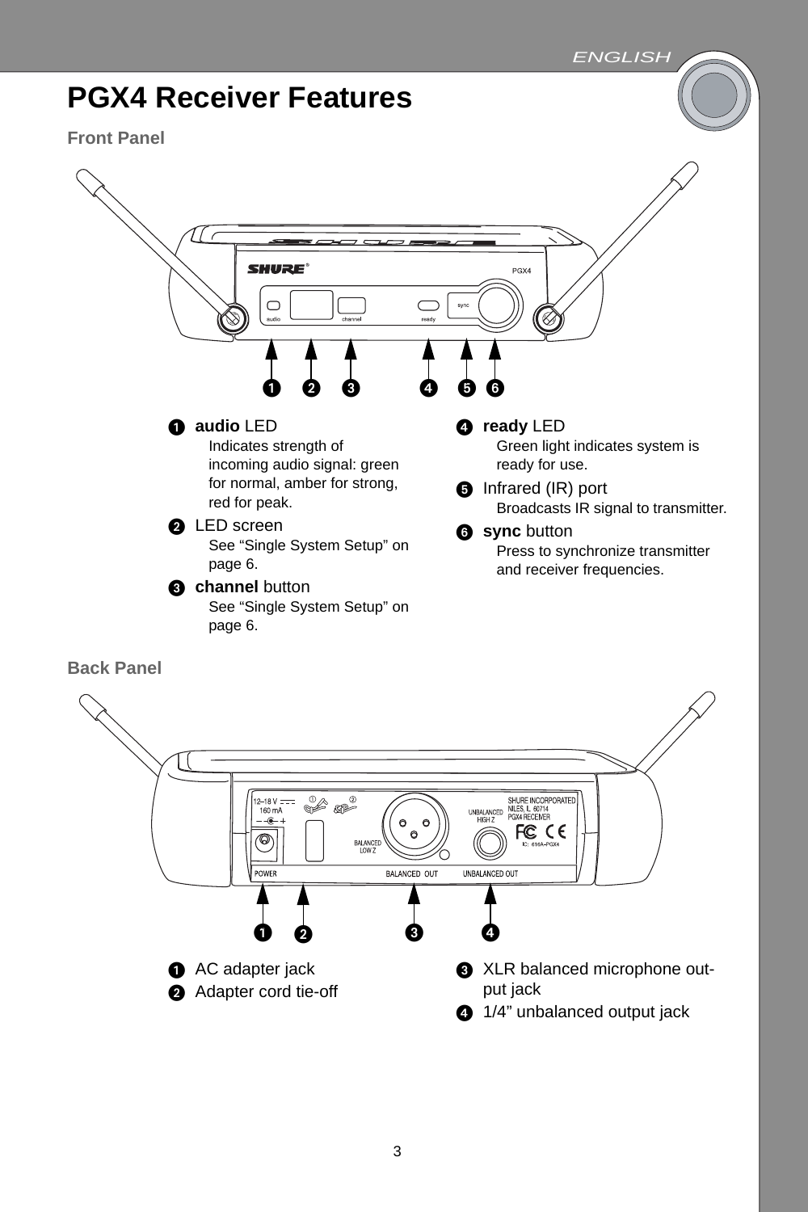# PGX4 Receiver Features

## Front Panel

1. **audio** LED
   Indicates strength of incoming audio signal: green for normal, amber for strong, red for peak.
2. LED screen
   See "Single System Setup" on page 6.
3. **channel** button
   See "Single System Setup" on page 6.
4. **ready** LED
   Green light indicates system is ready for use.
5. Infrared (IR) port
   Broadcasts IR signal to transmitter.
6. **sync** button
   Press to synchronize transmitter and receiver frequencies.

## Back Panel

1. AC adapter jack
2. Adapter cord tie-off
3. XLR balanced microphone out-put jack
4. 1/4" unbalanced output jack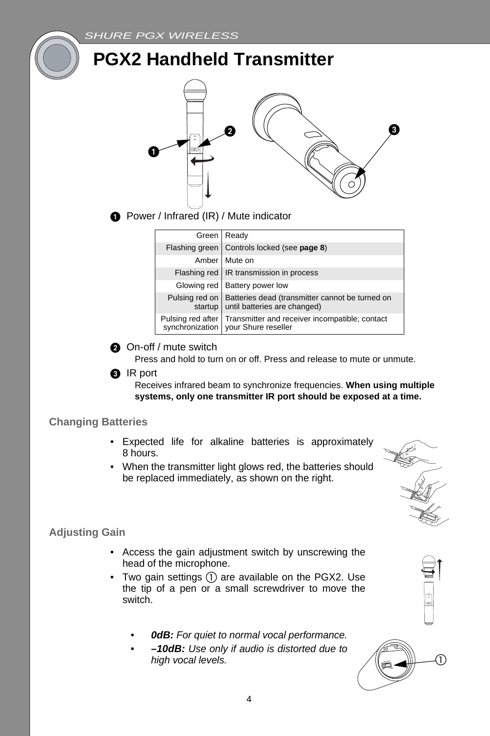# PGX2 Handheld Transmitter

❶ Power / Infrared (IR) / Mute indicator

| | |
|---|---|
| Green | Ready |
| Flashing green | Controls locked (see **page 8**) |
| Amber | Mute on |
| Flashing red | IR transmission in process |
| Glowing red | Battery power low |
| Pulsing red on startup | Batteries dead (transmitter cannot be turned on until batteries are changed) |
| Pulsing red after synchronization | Transmitter and receiver incompatible; contact your Shure reseller |

❷ On-off / mute switch

Press and hold to turn on or off. Press and release to mute or unmute.

❸ IR port

Receives infrared beam to synchronize frequencies. **When using multiple systems, only one transmitter IR port should be exposed at a time.**

## Changing Batteries

- Expected life for alkaline batteries is approximately 8 hours.
- When the transmitter light glows red, the batteries should be replaced immediately, as shown on the right.

## Adjusting Gain

- Access the gain adjustment switch by unscrewing the head of the microphone.
- Two gain settings ① are available on the PGX2. Use the tip of a pen or a small screwdriver to move the switch.

- ***0dB:*** *For quiet to normal vocal performance.*
- ***–10dB:*** *Use only if audio is distorted due to high vocal levels.*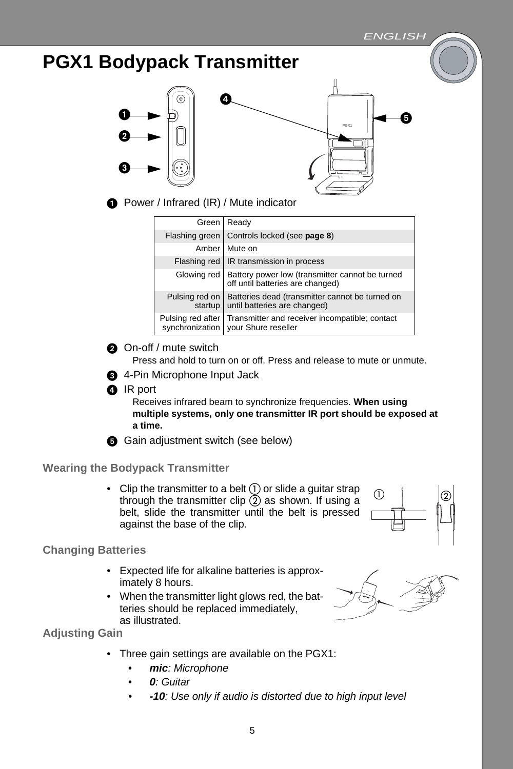# PGX1 Bodypack Transmitter

❶ Power / Infrared (IR) / Mute indicator

| | |
|---|---|
| Green | Ready |
| Flashing green | Controls locked (see **page 8**) |
| Amber | Mute on |
| Flashing red | IR transmission in process |
| Glowing red | Battery power low (transmitter cannot be turned off until batteries are changed) |
| Pulsing red on startup | Batteries dead (transmitter cannot be turned on until batteries are changed) |
| Pulsing red after synchronization | Transmitter and receiver incompatible; contact your Shure reseller |

❷ On-off / mute switch

Press and hold to turn on or off. Press and release to mute or unmute.

❸ 4-Pin Microphone Input Jack

❹ IR port

Receives infrared beam to synchronize frequencies. **When using multiple systems, only one transmitter IR port should be exposed at a time.**

❺ Gain adjustment switch (see below)

## Wearing the Bodypack Transmitter

- Clip the transmitter to a belt ① or slide a guitar strap through the transmitter clip ② as shown. If using a belt, slide the transmitter until the belt is pressed against the base of the clip.

## Changing Batteries

- Expected life for alkaline batteries is approximately 8 hours.
- When the transmitter light glows red, the batteries should be replaced immediately, as illustrated.

## Adjusting Gain

- Three gain settings are available on the PGX1:
  - ***mic**: Microphone*
  - ***0**: Guitar*
  - ***-10**: Use only if audio is distorted due to high input level*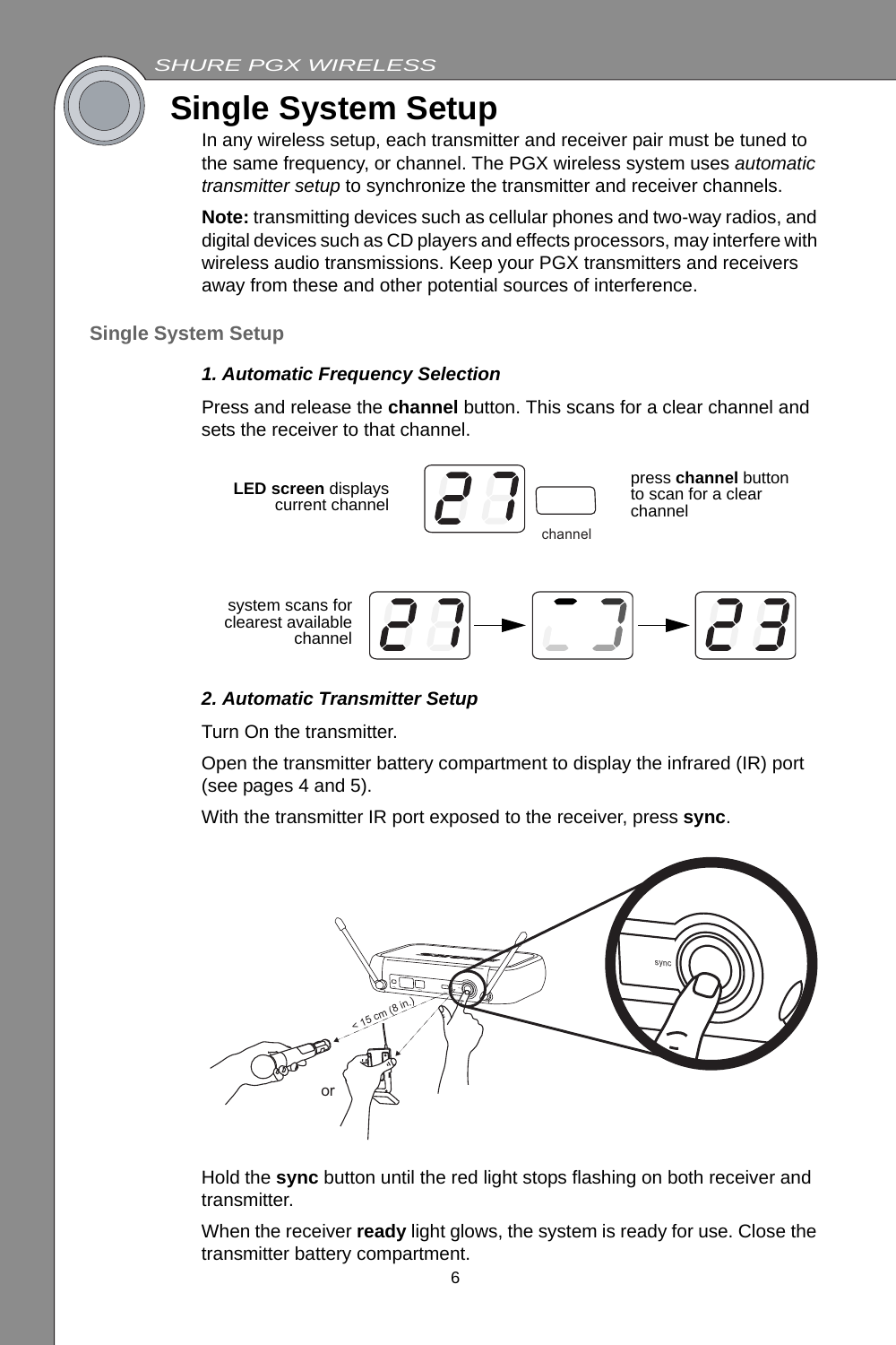# Single System Setup

In any wireless setup, each transmitter and receiver pair must be tuned to the same frequency, or channel. The PGX wireless system uses *automatic transmitter setup* to synchronize the transmitter and receiver channels.

**Note:** transmitting devices such as cellular phones and two-way radios, and digital devices such as CD players and effects processors, may interfere with wireless audio transmissions. Keep your PGX transmitters and receivers away from these and other potential sources of interference.

## Single System Setup

### *1. Automatic Frequency Selection*

Press and release the **channel** button. This scans for a clear channel and sets the receiver to that channel.

**LED screen** displays current channel

press **channel** button to scan for a clear channel

system scans for clearest available channel

### *2. Automatic Transmitter Setup*

Turn On the transmitter.

Open the transmitter battery compartment to display the infrared (IR) port (see pages 4 and 5).

With the transmitter IR port exposed to the receiver, press **sync**.

< 15 cm (8 in.)

or

Hold the **sync** button until the red light stops flashing on both receiver and transmitter.

When the receiver **ready** light glows, the system is ready for use. Close the transmitter battery compartment.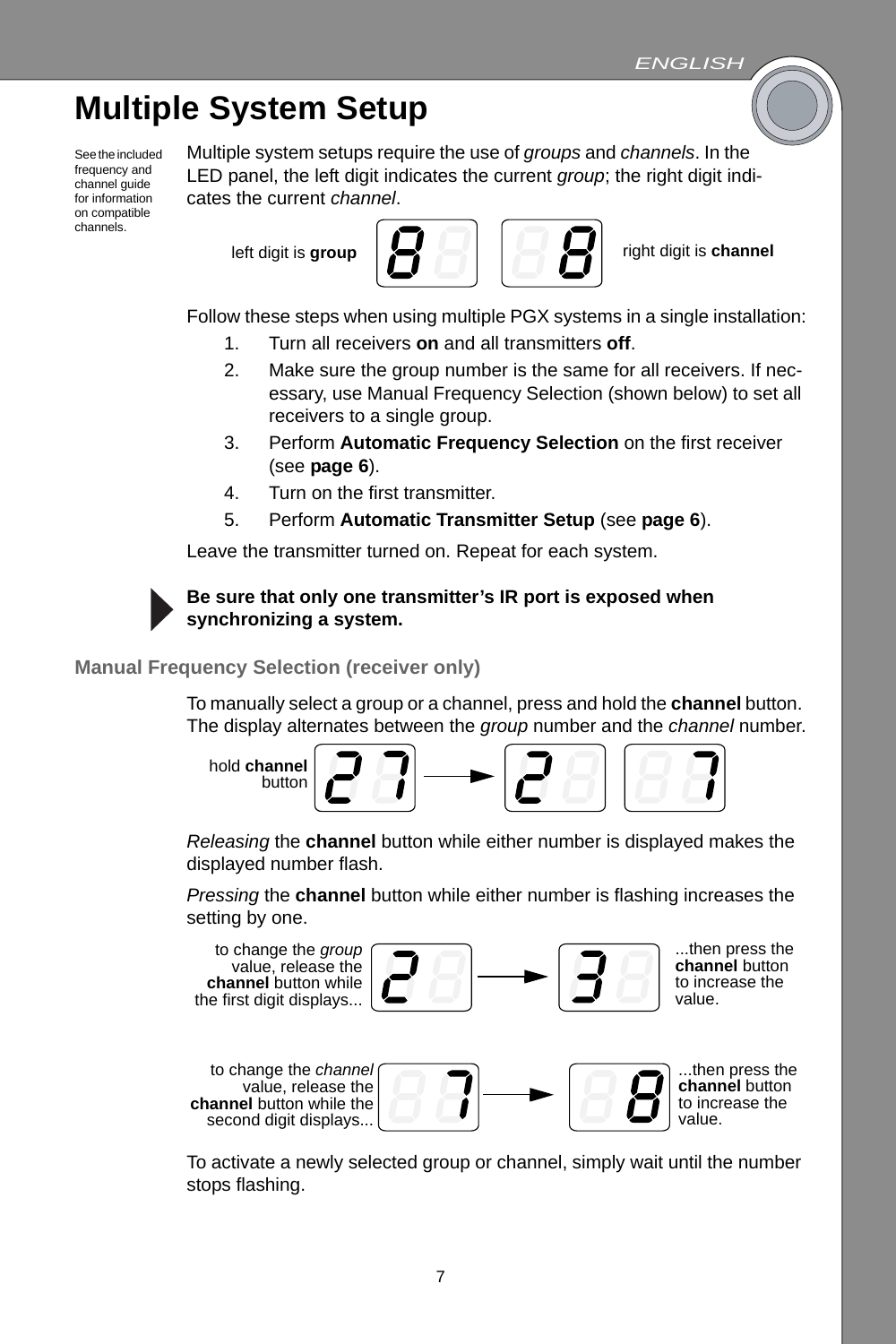# Multiple System Setup

See the included frequency and channel guide for information on compatible channels.

Multiple system setups require the use of *groups* and *channels*. In the LED panel, the left digit indicates the current *group*; the right digit indicates the current *channel*.

left digit is **group** — right digit is **channel**

Follow these steps when using multiple PGX systems in a single installation:

1. Turn all receivers **on** and all transmitters **off**.
2. Make sure the group number is the same for all receivers. If necessary, use Manual Frequency Selection (shown below) to set all receivers to a single group.
3. Perform **Automatic Frequency Selection** on the first receiver (see **page 6**).
4. Turn on the first transmitter.
5. Perform **Automatic Transmitter Setup** (see **page 6**).

Leave the transmitter turned on. Repeat for each system.

**Be sure that only one transmitter's IR port is exposed when synchronizing a system.**

## Manual Frequency Selection (receiver only)

To manually select a group or a channel, press and hold the **channel** button. The display alternates between the *group* number and the *channel* number.

hold **channel** button

*Releasing* the **channel** button while either number is displayed makes the displayed number flash.

*Pressing* the **channel** button while either number is flashing increases the setting by one.

to change the *group* value, release the **channel** button while the first digit displays... ...then press the **channel** button to increase the value.

to change the *channel* value, release the **channel** button while the second digit displays... ...then press the **channel** button to increase the value.

To activate a newly selected group or channel, simply wait until the number stops flashing.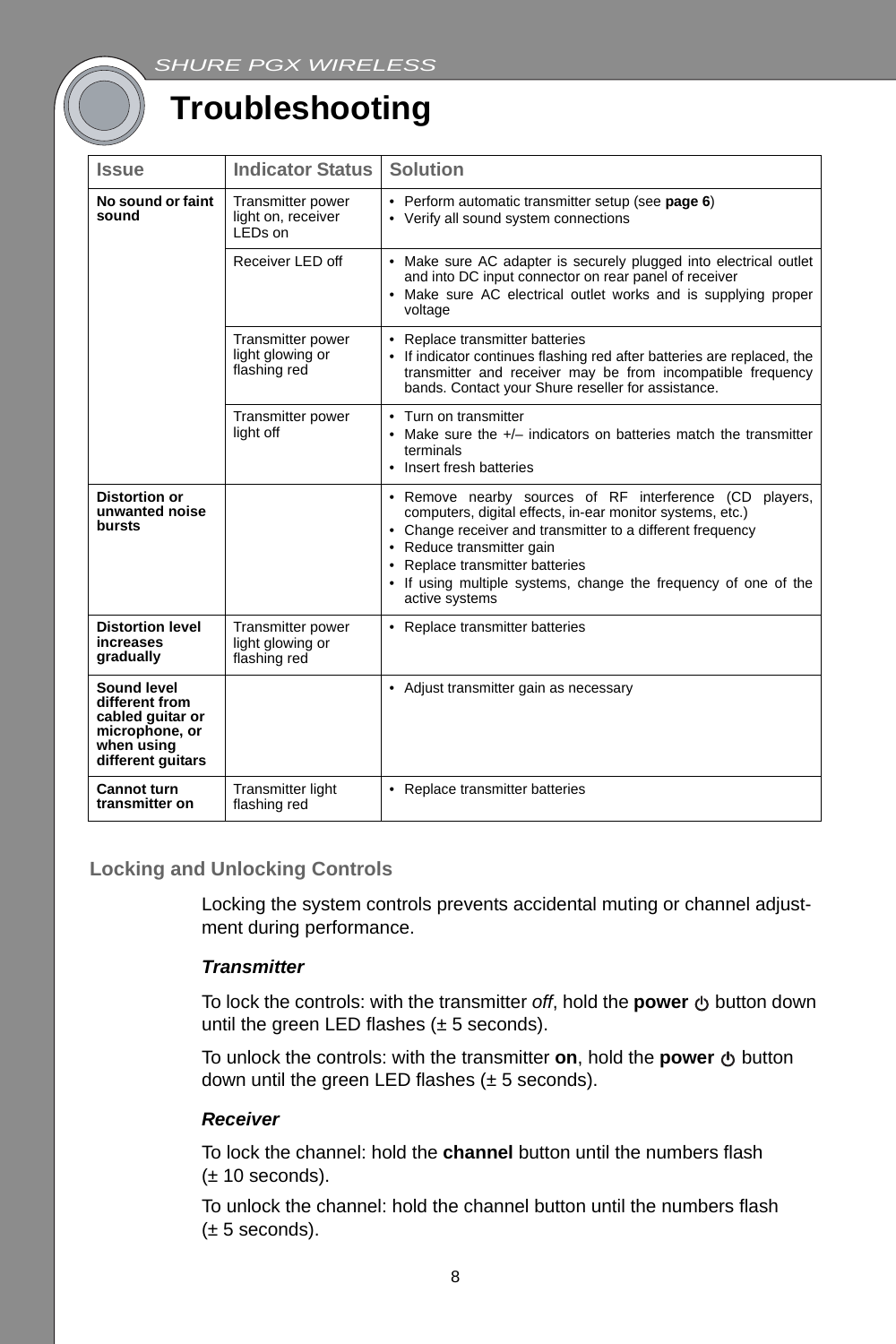# Troubleshooting

| Issue | Indicator Status | Solution |
|---|---|---|
| **No sound or faint sound** | Transmitter power light on, receiver LEDs on | • Perform automatic transmitter setup (see **page 6**)<br>• Verify all sound system connections |
| | Receiver LED off | • Make sure AC adapter is securely plugged into electrical outlet and into DC input connector on rear panel of receiver<br>• Make sure AC electrical outlet works and is supplying proper voltage |
| | Transmitter power light glowing or flashing red | • Replace transmitter batteries<br>• If indicator continues flashing red after batteries are replaced, the transmitter and receiver may be from incompatible frequency bands. Contact your Shure reseller for assistance. |
| | Transmitter power light off | • Turn on transmitter<br>• Make sure the +/– indicators on batteries match the transmitter terminals<br>• Insert fresh batteries |
| **Distortion or unwanted noise bursts** | | • Remove nearby sources of RF interference (CD players, computers, digital effects, in-ear monitor systems, etc.)<br>• Change receiver and transmitter to a different frequency<br>• Reduce transmitter gain<br>• Replace transmitter batteries<br>• If using multiple systems, change the frequency of one of the active systems |
| **Distortion level increases gradually** | Transmitter power light glowing or flashing red | • Replace transmitter batteries |
| **Sound level different from cabled guitar or microphone, or when using different guitars** | | • Adjust transmitter gain as necessary |
| **Cannot turn transmitter on** | Transmitter light flashing red | • Replace transmitter batteries |

## Locking and Unlocking Controls

Locking the system controls prevents accidental muting or channel adjustment during performance.

***Transmitter***

To lock the controls: with the transmitter *off*, hold the **power** ⏻ button down until the green LED flashes (± 5 seconds).

To unlock the controls: with the transmitter **on**, hold the **power** ⏻ button down until the green LED flashes (± 5 seconds).

***Receiver***

To lock the channel: hold the **channel** button until the numbers flash (± 10 seconds).

To unlock the channel: hold the channel button until the numbers flash (± 5 seconds).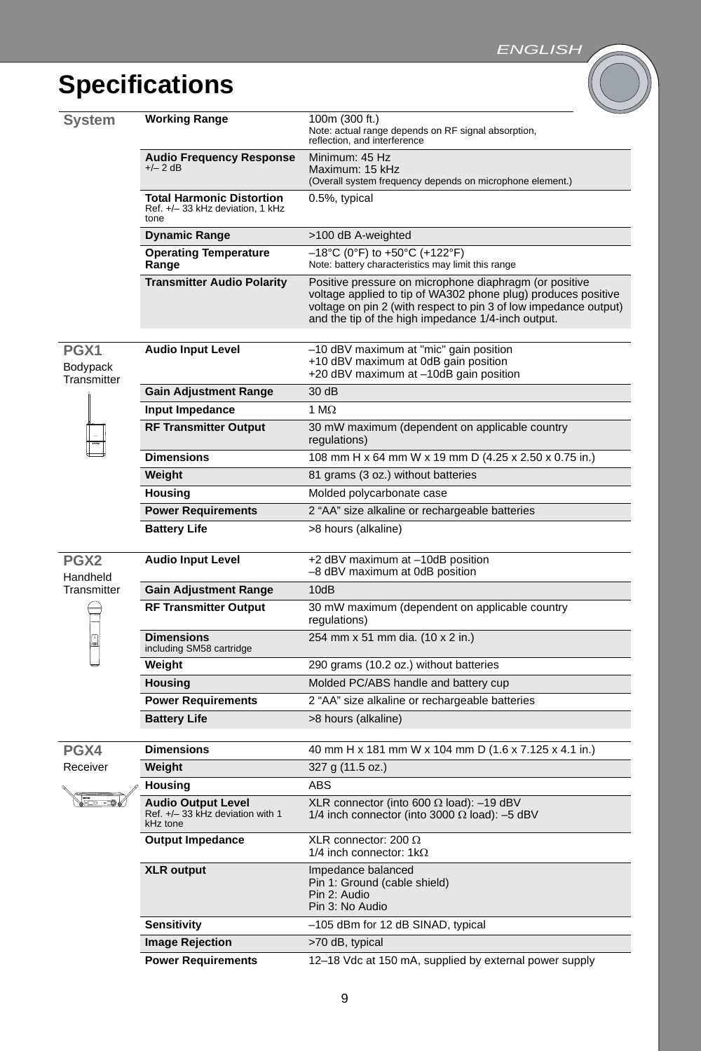# Specifications

## System

| | | |
|---|---|---|
| **Working Range** | 100m (300 ft.) Note: actual range depends on RF signal absorption, reflection, and interference |
| **Audio Frequency Response** +/– 2 dB | Minimum: 45 Hz Maximum: 15 kHz (Overall system frequency depends on microphone element.) |
| **Total Harmonic Distortion** Ref. +/– 33 kHz deviation, 1 kHz tone | 0.5%, typical |
| **Dynamic Range** | >100 dB A-weighted |
| **Operating Temperature Range** | –18°C (0°F) to +50°C (+122°F) Note: battery characteristics may limit this range |
| **Transmitter Audio Polarity** | Positive pressure on microphone diaphragm (or positive voltage applied to tip of WA302 phone plug) produces positive voltage on pin 2 (with respect to pin 3 of low impedance output) and the tip of the high impedance 1/4-inch output. |

## PGX1 Bodypack Transmitter

| | |
|---|---|
| **Audio Input Level** | –10 dBV maximum at "mic" gain position +10 dBV maximum at 0dB gain position +20 dBV maximum at –10dB gain position |
| **Gain Adjustment Range** | 30 dB |
| **Input Impedance** | 1 MΩ |
| **RF Transmitter Output** | 30 mW maximum (dependent on applicable country regulations) |
| **Dimensions** | 108 mm H x 64 mm W x 19 mm D (4.25 x 2.50 x 0.75 in.) |
| **Weight** | 81 grams (3 oz.) without batteries |
| **Housing** | Molded polycarbonate case |
| **Power Requirements** | 2 “AA” size alkaline or rechargeable batteries |
| **Battery Life** | >8 hours (alkaline) |

## PGX2 Handheld Transmitter

| | |
|---|---|
| **Audio Input Level** | +2 dBV maximum at –10dB position –8 dBV maximum at 0dB position |
| **Gain Adjustment Range** | 10dB |
| **RF Transmitter Output** | 30 mW maximum (dependent on applicable country regulations) |
| **Dimensions** including SM58 cartridge | 254 mm x 51 mm dia. (10 x 2 in.) |
| **Weight** | 290 grams (10.2 oz.) without batteries |
| **Housing** | Molded PC/ABS handle and battery cup |
| **Power Requirements** | 2 “AA” size alkaline or rechargeable batteries |
| **Battery Life** | >8 hours (alkaline) |

## PGX4 Receiver

| | |
|---|---|
| **Dimensions** | 40 mm H x 181 mm W x 104 mm D (1.6 x 7.125 x 4.1 in.) |
| **Weight** | 327 g (11.5 oz.) |
| **Housing** | ABS |
| **Audio Output Level** Ref. +/– 33 kHz deviation with 1 kHz tone | XLR connector (into 600 Ω load): –19 dBV 1/4 inch connector (into 3000 Ω load): –5 dBV |
| **Output Impedance** | XLR connector: 200 Ω 1/4 inch connector: 1kΩ |
| **XLR output** | Impedance balanced Pin 1: Ground (cable shield) Pin 2: Audio Pin 3: No Audio |
| **Sensitivity** | –105 dBm for 12 dB SINAD, typical |
| **Image Rejection** | >70 dB, typical |
| **Power Requirements** | 12–18 Vdc at 150 mA, supplied by external power supply |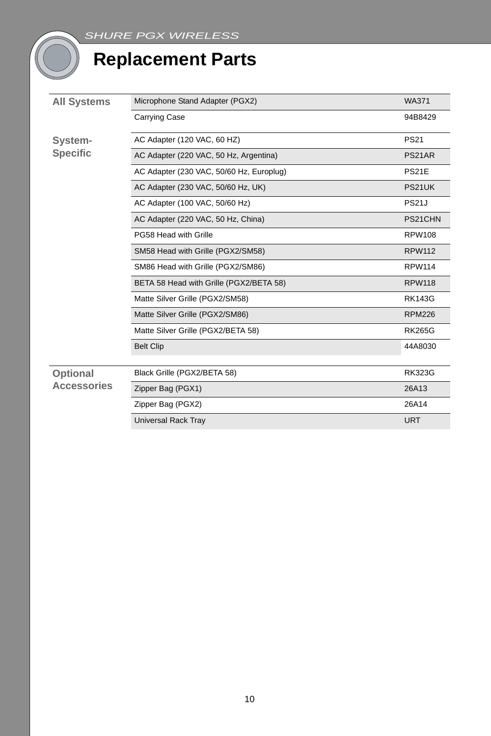# Replacement Parts

| | | |
|---|---|---|
| **All Systems** | Microphone Stand Adapter (PGX2) | WA371 |
| | Carrying Case | 94B8429 |
| **System-Specific** | AC Adapter (120 VAC, 60 HZ) | PS21 |
| | AC Adapter (220 VAC, 50 Hz, Argentina) | PS21AR |
| | AC Adapter (230 VAC, 50/60 Hz, Europlug) | PS21E |
| | AC Adapter (230 VAC, 50/60 Hz, UK) | PS21UK |
| | AC Adapter (100 VAC, 50/60 Hz) | PS21J |
| | AC Adapter (220 VAC, 50 Hz, China) | PS21CHN |
| | PG58 Head with Grille | RPW108 |
| | SM58 Head with Grille (PGX2/SM58) | RPW112 |
| | SM86 Head with Grille (PGX2/SM86) | RPW114 |
| | BETA 58 Head with Grille (PGX2/BETA 58) | RPW118 |
| | Matte Silver Grille (PGX2/SM58) | RK143G |
| | Matte Silver Grille (PGX2/SM86) | RPM226 |
| | Matte Silver Grille (PGX2/BETA 58) | RK265G |
| | Belt Clip | 44A8030 |
| **Optional Accessories** | Black Grille (PGX2/BETA 58) | RK323G |
| | Zipper Bag (PGX1) | 26A13 |
| | Zipper Bag (PGX2) | 26A14 |
| | Universal Rack Tray | URT |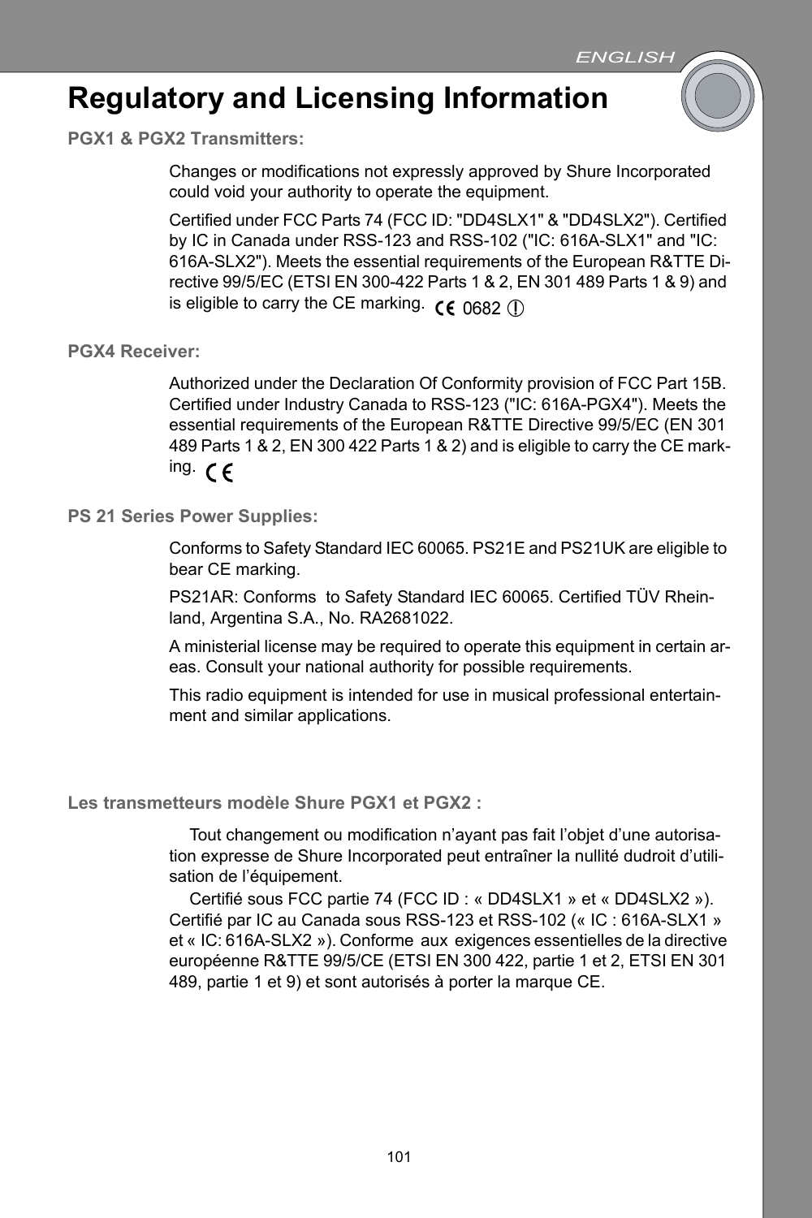# Regulatory and Licensing Information

### PGX1 & PGX2 Transmitters:

Changes or modifications not expressly approved by Shure Incorporated could void your authority to operate the equipment.

Certified under FCC Parts 74 (FCC ID: "DD4SLX1" & "DD4SLX2"). Certified by IC in Canada under RSS-123 and RSS-102 ("IC: 616A-SLX1" and "IC: 616A-SLX2"). Meets the essential requirements of the European R&TTE Directive 99/5/EC (ETSI EN 300-422 Parts 1 & 2, EN 301 489 Parts 1 & 9) and is eligible to carry the CE marking. CE 0682 ⓘ

### PGX4 Receiver:

Authorized under the Declaration Of Conformity provision of FCC Part 15B. Certified under Industry Canada to RSS-123 ("IC: 616A-PGX4"). Meets the essential requirements of the European R&TTE Directive 99/5/EC (EN 301 489 Parts 1 & 2, EN 300 422 Parts 1 & 2) and is eligible to carry the CE marking. CE

### PS 21 Series Power Supplies:

Conforms to Safety Standard IEC 60065. PS21E and PS21UK are eligible to bear CE marking.

PS21AR: Conforms to Safety Standard IEC 60065. Certified TÜV Rheinland, Argentina S.A., No. RA2681022.

A ministerial license may be required to operate this equipment in certain areas. Consult your national authority for possible requirements.

This radio equipment is intended for use in musical professional entertainment and similar applications.

### Les transmetteurs modèle Shure PGX1 et PGX2 :

Tout changement ou modification n'ayant pas fait l'objet d'une autorisation expresse de Shure Incorporated peut entraîner la nullité dudroit d'utilisation de l'équipement.

Certifié sous FCC partie 74 (FCC ID : « DD4SLX1 » et « DD4SLX2 »). Certifié par IC au Canada sous RSS-123 et RSS-102 (« IC : 616A-SLX1 » et « IC: 616A-SLX2 »). Conforme aux exigences essentielles de la directive européenne R&TTE 99/5/CE (ETSI EN 300 422, partie 1 et 2, ETSI EN 301 489, partie 1 et 9) et sont autorisés à porter la marque CE.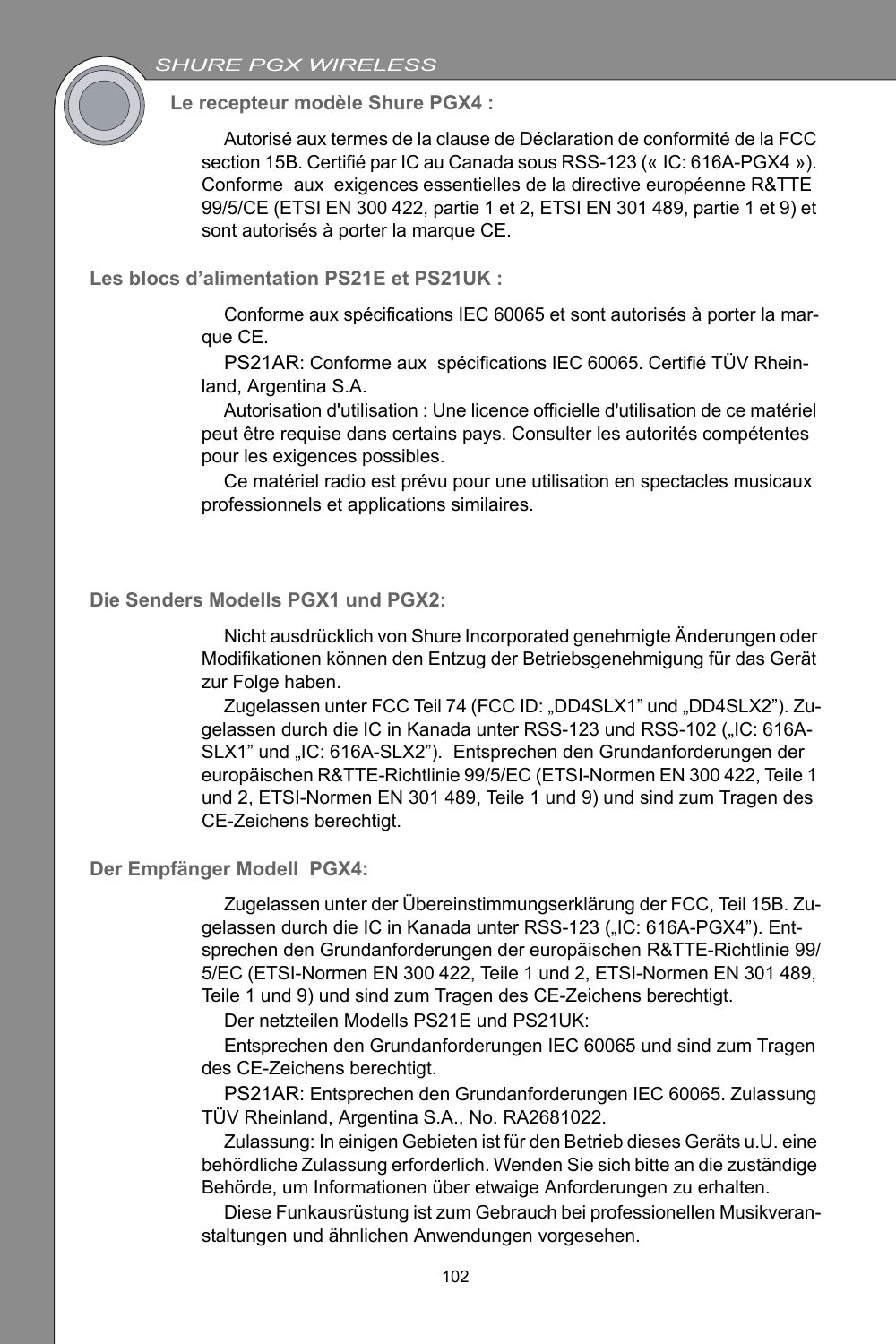### Le recepteur modèle Shure PGX4 :

Autorisé aux termes de la clause de Déclaration de conformité de la FCC section 15B. Certifié par IC au Canada sous RSS-123 (« IC: 616A-PGX4 »). Conforme aux exigences essentielles de la directive européenne R&TTE 99/5/CE (ETSI EN 300 422, partie 1 et 2, ETSI EN 301 489, partie 1 et 9) et sont autorisés à porter la marque CE.

### Les blocs d'alimentation PS21E et PS21UK :

Conforme aux spécifications IEC 60065 et sont autorisés à porter la marque CE.

PS21AR: Conforme aux spécifications IEC 60065. Certifié TÜV Rheinland, Argentina S.A.

Autorisation d'utilisation : Une licence officielle d'utilisation de ce matériel peut être requise dans certains pays. Consulter les autorités compétentes pour les exigences possibles.

Ce matériel radio est prévu pour une utilisation en spectacles musicaux professionnels et applications similaires.

### Die Senders Modells PGX1 und PGX2:

Nicht ausdrücklich von Shure Incorporated genehmigte Änderungen oder Modifikationen können den Entzug der Betriebsgenehmigung für das Gerät zur Folge haben.

Zugelassen unter FCC Teil 74 (FCC ID: „DD4SLX1" und „DD4SLX2"). Zugelassen durch die IC in Kanada unter RSS-123 und RSS-102 („IC: 616A-SLX1" und „IC: 616A-SLX2"). Entsprechen den Grundanforderungen der europäischen R&TTE-Richtlinie 99/5/EC (ETSI-Normen EN 300 422, Teile 1 und 2, ETSI-Normen EN 301 489, Teile 1 und 9) und sind zum Tragen des CE-Zeichens berechtigt.

### Der Empfänger Modell PGX4:

Zugelassen unter der Übereinstimmungserklärung der FCC, Teil 15B. Zugelassen durch die IC in Kanada unter RSS-123 („IC: 616A-PGX4"). Entsprechen den Grundanforderungen der europäischen R&TTE-Richtlinie 99/5/EC (ETSI-Normen EN 300 422, Teile 1 und 2, ETSI-Normen EN 301 489, Teile 1 und 9) und sind zum Tragen des CE-Zeichens berechtigt.

Der netzteilen Modells PS21E und PS21UK:

Entsprechen den Grundanforderungen IEC 60065 und sind zum Tragen des CE-Zeichens berechtigt.

PS21AR: Entsprechen den Grundanforderungen IEC 60065. Zulassung TÜV Rheinland, Argentina S.A., No. RA2681022.

Zulassung: In einigen Gebieten ist für den Betrieb dieses Geräts u.U. eine behördliche Zulassung erforderlich. Wenden Sie sich bitte an die zuständige Behörde, um Informationen über etwaige Anforderungen zu erhalten.

Diese Funkausrüstung ist zum Gebrauch bei professionellen Musikveranstaltungen und ähnlichen Anwendungen vorgesehen.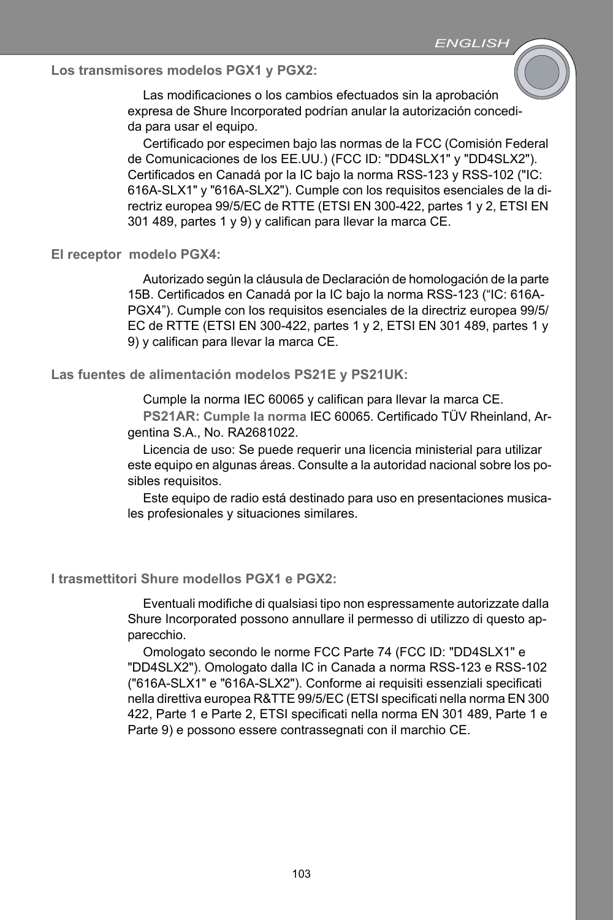### Los transmisores modelos PGX1 y PGX2:

Las modificaciones o los cambios efectuados sin la aprobación expresa de Shure Incorporated podrían anular la autorización concedida para usar el equipo.

Certificado por especimen bajo las normas de la FCC (Comisión Federal de Comunicaciones de los EE.UU.) (FCC ID: "DD4SLX1" y "DD4SLX2"). Certificados en Canadá por la IC bajo la norma RSS-123 y RSS-102 ("IC: 616A-SLX1" y "616A-SLX2"). Cumple con los requisitos esenciales de la directriz europea 99/5/EC de RTTE (ETSI EN 300-422, partes 1 y 2, ETSI EN 301 489, partes 1 y 9) y califican para llevar la marca CE.

### El receptor modelo PGX4:

Autorizado según la cláusula de Declaración de homologación de la parte 15B. Certificados en Canadá por la IC bajo la norma RSS-123 (“IC: 616A-PGX4”). Cumple con los requisitos esenciales de la directriz europea 99/5/EC de RTTE (ETSI EN 300-422, partes 1 y 2, ETSI EN 301 489, partes 1 y 9) y califican para llevar la marca CE.

### Las fuentes de alimentación modelos PS21E y PS21UK:

Cumple la norma IEC 60065 y califican para llevar la marca CE.

**PS21AR: Cumple la norma** IEC 60065. Certificado TÜV Rheinland, Argentina S.A., No. RA2681022.

Licencia de uso: Se puede requerir una licencia ministerial para utilizar este equipo en algunas áreas. Consulte a la autoridad nacional sobre los posibles requisitos.

Este equipo de radio está destinado para uso en presentaciones musicales profesionales y situaciones similares.

### I trasmettitori Shure modellos PGX1 e PGX2:

Eventuali modifiche di qualsiasi tipo non espressamente autorizzate dalla Shure Incorporated possono annullare il permesso di utilizzo di questo apparecchio.

Omologato secondo le norme FCC Parte 74 (FCC ID: "DD4SLX1" e "DD4SLX2"). Omologato dalla IC in Canada a norma RSS-123 e RSS-102 ("616A-SLX1" e "616A-SLX2"). Conforme ai requisiti essenziali specificati nella direttiva europea R&TTE 99/5/EC (ETSI specificati nella norma EN 300 422, Parte 1 e Parte 2, ETSI specificati nella norma EN 301 489, Parte 1 e Parte 9) e possono essere contrassegnati con il marchio CE.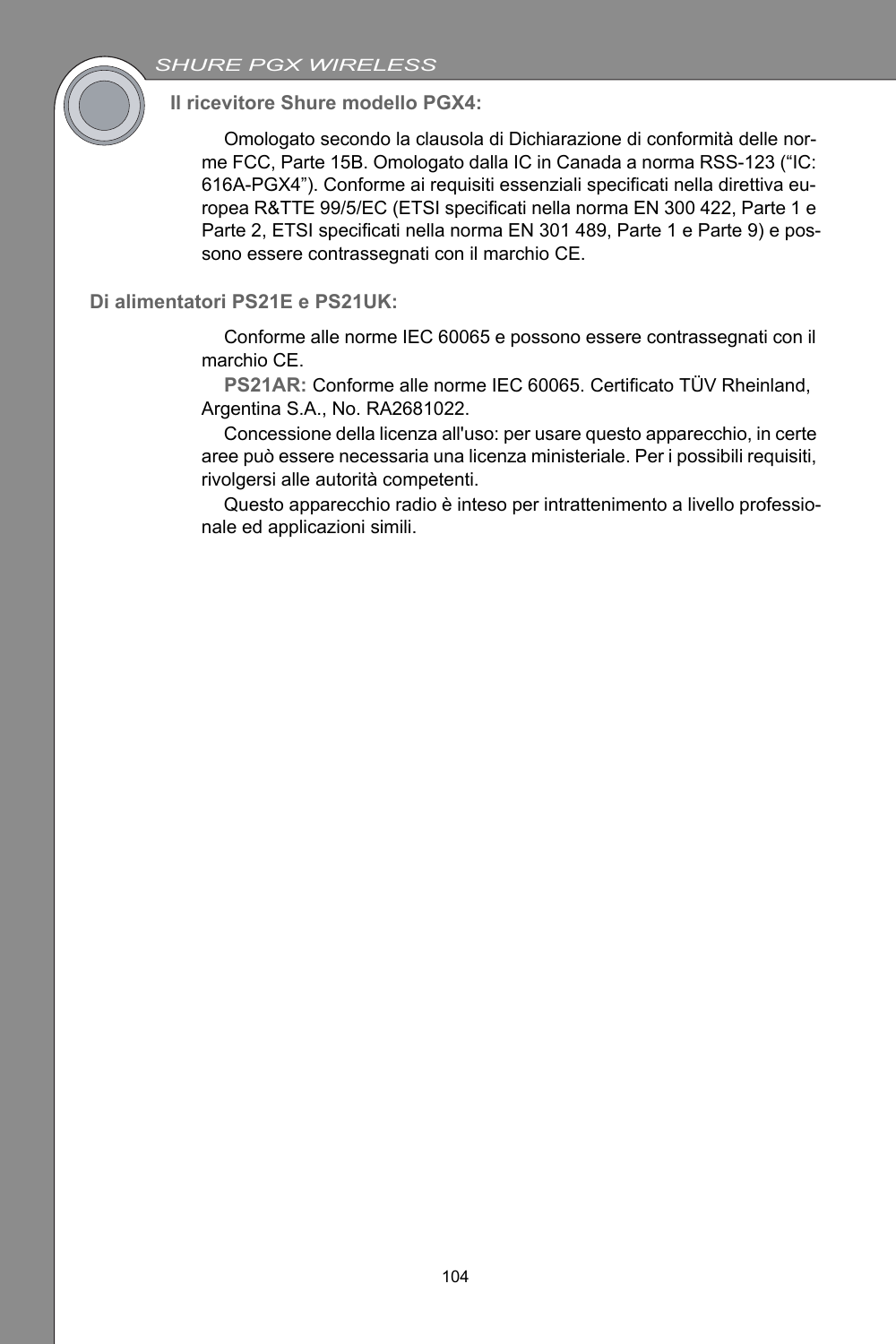### Il ricevitore Shure modello PGX4:

Omologato secondo la clausola di Dichiarazione di conformità delle norme FCC, Parte 15B. Omologato dalla IC in Canada a norma RSS-123 (“IC: 616A-PGX4”). Conforme ai requisiti essenziali specificati nella direttiva europea R&TTE 99/5/EC (ETSI specificati nella norma EN 300 422, Parte 1 e Parte 2, ETSI specificati nella norma EN 301 489, Parte 1 e Parte 9) e possono essere contrassegnati con il marchio CE.

### Di alimentatori PS21E e PS21UK:

Conforme alle norme IEC 60065 e possono essere contrassegnati con il marchio CE.

**PS21AR:** Conforme alle norme IEC 60065. Certificato TÜV Rheinland, Argentina S.A., No. RA2681022.

Concessione della licenza all'uso: per usare questo apparecchio, in certe aree può essere necessaria una licenza ministeriale. Per i possibili requisiti, rivolgersi alle autorità competenti.

Questo apparecchio radio è inteso per intrattenimento a livello professionale ed applicazioni simili.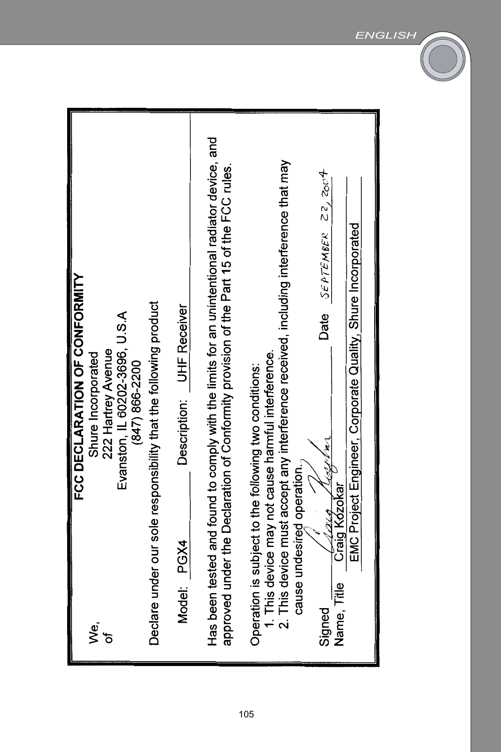# FCC DECLARATION OF CONFORMITY

We,
of

Shure Incorporated
222 Hartrey Avenue
Evanston, IL 60202-3696, U.S.A
(847) 866-2200

Declare under our sole responsibility that the following product

Model: PGX4 Description: UHF Receiver

Has been tested and found to comply with the limits for an unintentional radiator device, and approved under the Declaration of Conformity provision of the Part 15 of the FCC rules.

Operation is subject to the following two conditions:

1. This device may not cause harmful interference.
2. This device must accept any interference received, including interference that may cause undesired operation.

Signed: Craig Kozokar Date: SEPTEMBER 22, 2004

Name, Title: Craig Kozokar
EMC Project Engineer, Corporate Quality, Shure Incorporated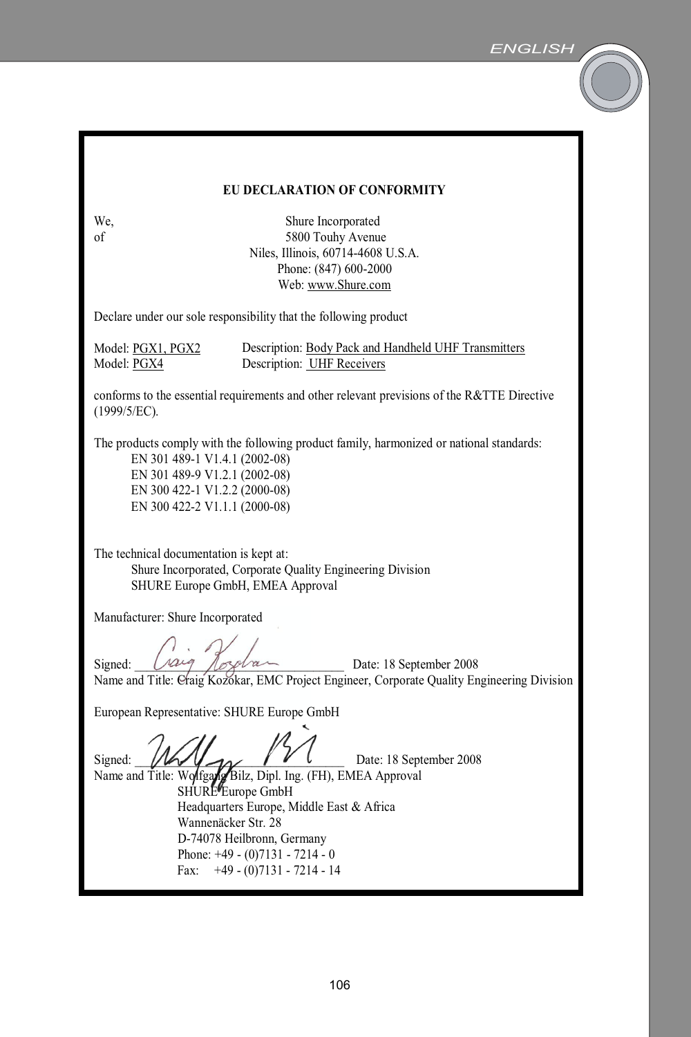## EU DECLARATION OF CONFORMITY

We, Shure Incorporated
of 5800 Touhy Avenue
Niles, Illinois, 60714-4608 U.S.A.
Phone: (847) 600-2000
Web: www.Shure.com

Declare under our sole responsibility that the following product

Model: PGX1, PGX2 Description: Body Pack and Handheld UHF Transmitters
Model: PGX4 Description: UHF Receivers

conforms to the essential requirements and other relevant previsions of the R&TTE Directive (1999/5/EC).

The products comply with the following product family, harmonized or national standards:

- EN 301 489-1 V1.4.1 (2002-08)
- EN 301 489-9 V1.2.1 (2002-08)
- EN 300 422-1 V1.2.2 (2000-08)
- EN 300 422-2 V1.1.1 (2000-08)

The technical documentation is kept at:

Shure Incorporated, Corporate Quality Engineering Division
SHURE Europe GmbH, EMEA Approval

Manufacturer: Shure Incorporated

Signed: ______________________ Date: 18 September 2008
Name and Title: Craig Kozokar, EMC Project Engineer, Corporate Quality Engineering Division

European Representative: SHURE Europe GmbH

Signed: ______________________ Date: 18 September 2008
Name and Title: Wolfgang Bilz, Dipl. Ing. (FH), EMEA Approval
SHURE Europe GmbH
Headquarters Europe, Middle East & Africa
Wannenäcker Str. 28
D-74078 Heilbronn, Germany
Phone: +49 - (0)7131 - 7214 - 0
Fax: +49 - (0)7131 - 7214 - 14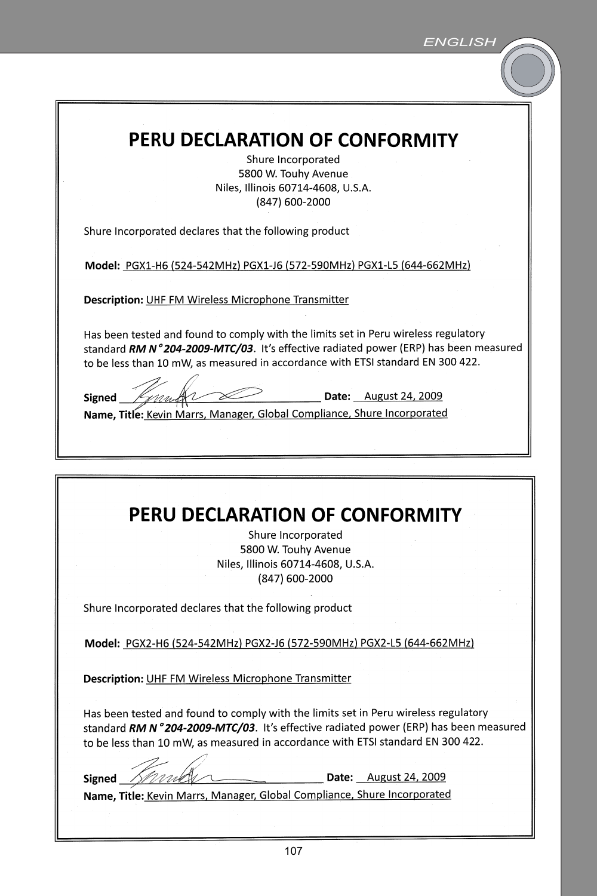# PERU DECLARATION OF CONFORMITY

Shure Incorporated
5800 W. Touhy Avenue
Niles, Illinois 60714-4608, U.S.A.
(847) 600-2000

Shure Incorporated declares that the following product

**Model:** PGX1-H6 (524-542MHz) PGX1-J6 (572-590MHz) PGX1-L5 (644-662MHz)

**Description:** UHF FM Wireless Microphone Transmitter

Has been tested and found to comply with the limits set in Peru wireless regulatory standard ***RM N°204-2009-MTC/03***. It's effective radiated power (ERP) has been measured to be less than 10 mW, as measured in accordance with ETSI standard EN 300 422.

**Signed** ______________________ **Date:** August 24, 2009

**Name, Title:** Kevin Marrs, Manager, Global Compliance, Shure Incorporated

# PERU DECLARATION OF CONFORMITY

Shure Incorporated
5800 W. Touhy Avenue
Niles, Illinois 60714-4608, U.S.A.
(847) 600-2000

Shure Incorporated declares that the following product

**Model:** PGX2-H6 (524-542MHz) PGX2-J6 (572-590MHz) PGX2-L5 (644-662MHz)

**Description:** UHF FM Wireless Microphone Transmitter

Has been tested and found to comply with the limits set in Peru wireless regulatory standard ***RM N°204-2009-MTC/03***. It's effective radiated power (ERP) has been measured to be less than 10 mW, as measured in accordance with ETSI standard EN 300 422.

**Signed** ______________________ **Date:** August 24, 2009

**Name, Title:** Kevin Marrs, Manager, Global Compliance, Shure Incorporated